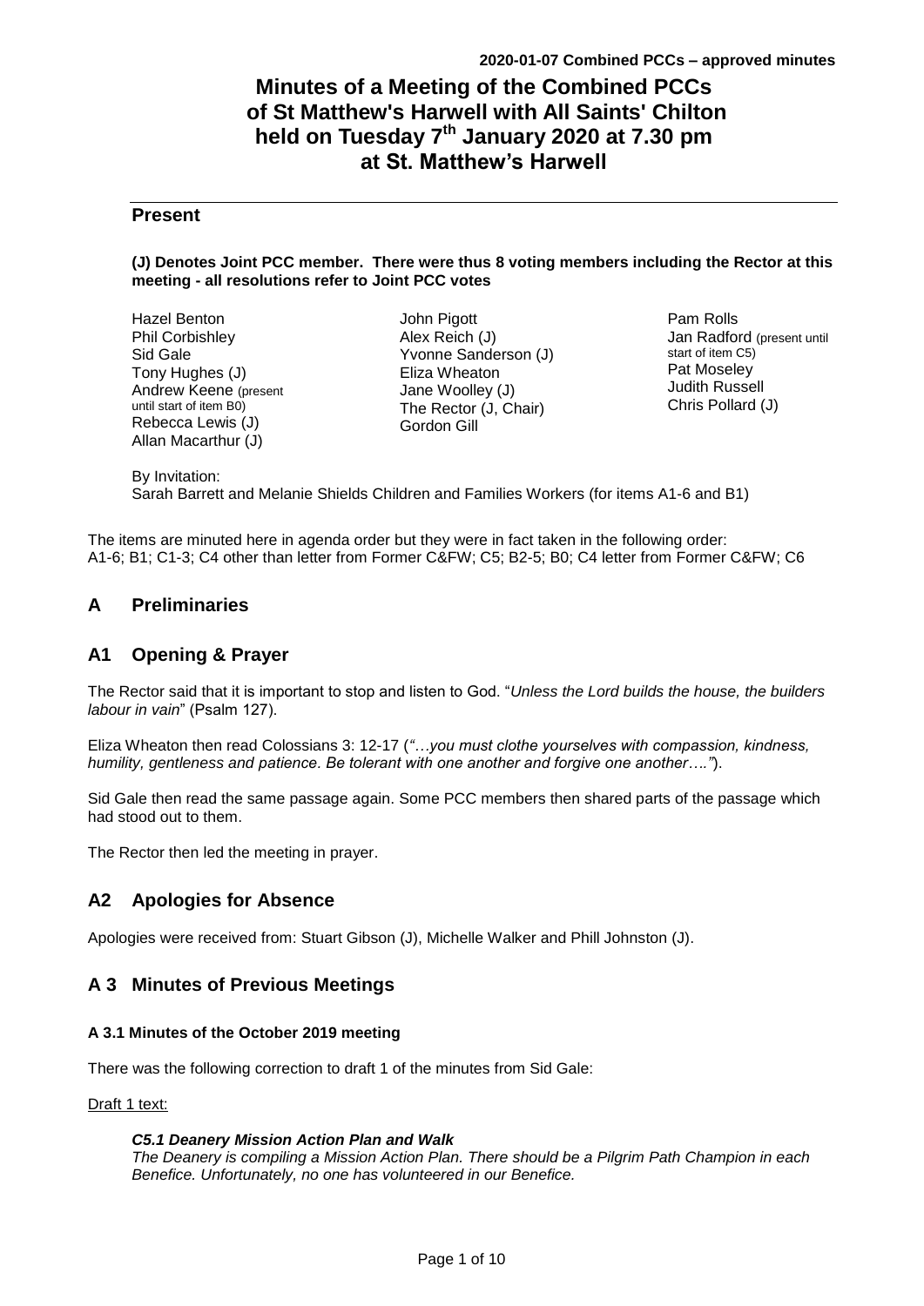**2020-01-07 Combined PCCs – approved minutes**

# Minutes of a Meeting of the Combined PCCs of St Matthew's Harwell with All Saints' Chilton held on Tuesday 7th January 2020 at 7.30 pm at St. Matthew's Harwell

## Present

**(J) Denotes Joint PCC member. There were thus 8 voting members including the Rector at this meeting - all resolutions refer to Joint PCC votes**

Hazel Benton
Phil Corbishley
Sid Gale
Tony Hughes (J)
Andrew Keene (present until start of item B0)
Rebecca Lewis (J)
Allan Macarthur (J)
John Pigott
Alex Reich (J)
Yvonne Sanderson (J)
Eliza Wheaton
Jane Woolley (J)
The Rector (J, Chair)
Gordon Gill
Pam Rolls
Jan Radford (present until start of item C5)
Pat Moseley
Judith Russell
Chris Pollard (J)

By Invitation:
Sarah Barrett and Melanie Shields Children and Families Workers (for items A1-6 and B1)

The items are minuted here in agenda order but they were in fact taken in the following order: A1-6; B1; C1-3; C4 other than letter from Former C&FW; C5; B2-5; B0; C4 letter from Former C&FW; C6

## A Preliminaries

## A1 Opening & Prayer

The Rector said that it is important to stop and listen to God. "*Unless the Lord builds the house, the builders labour in vain*" (Psalm 127).

Eliza Wheaton then read Colossians 3: 12-17 (*"…you must clothe yourselves with compassion, kindness, humility, gentleness and patience. Be tolerant with one another and forgive one another…."*).

Sid Gale then read the same passage again. Some PCC members then shared parts of the passage which had stood out to them.

The Rector then led the meeting in prayer.

## A2 Apologies for Absence

Apologies were received from: Stuart Gibson (J), Michelle Walker and Phill Johnston (J).

## A 3 Minutes of Previous Meetings

### A 3.1 Minutes of the October 2019 meeting

There was the following correction to draft 1 of the minutes from Sid Gale:

<u>Draft 1 text:</u>

***C5.1 Deanery Mission Action Plan and Walk***
*The Deanery is compiling a Mission Action Plan. There should be a Pilgrim Path Champion in each Benefice. Unfortunately, no one has volunteered in our Benefice.*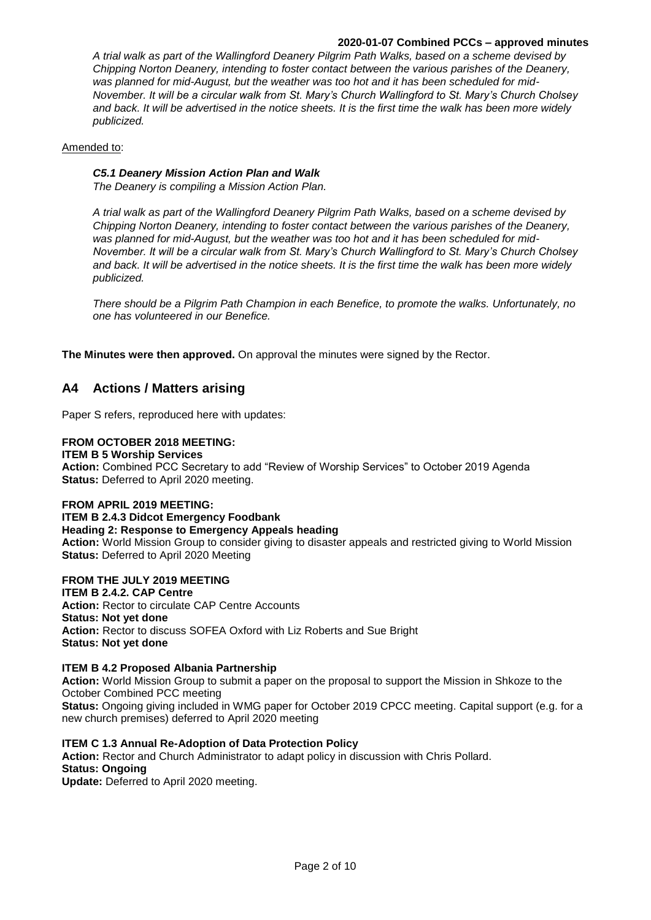*A trial walk as part of the Wallingford Deanery Pilgrim Path Walks, based on a scheme devised by Chipping Norton Deanery, intending to foster contact between the various parishes of the Deanery, was planned for mid-August, but the weather was too hot and it has been scheduled for mid-November. It will be a circular walk from St. Mary's Church Wallingford to St. Mary's Church Cholsey and back. It will be advertised in the notice sheets. It is the first time the walk has been more widely publicized.*

Amended to:

***C5.1 Deanery Mission Action Plan and Walk***
*The Deanery is compiling a Mission Action Plan.*

*A trial walk as part of the Wallingford Deanery Pilgrim Path Walks, based on a scheme devised by Chipping Norton Deanery, intending to foster contact between the various parishes of the Deanery, was planned for mid-August, but the weather was too hot and it has been scheduled for mid-November. It will be a circular walk from St. Mary's Church Wallingford to St. Mary's Church Cholsey and back. It will be advertised in the notice sheets. It is the first time the walk has been more widely publicized.*

*There should be a Pilgrim Path Champion in each Benefice, to promote the walks. Unfortunately, no one has volunteered in our Benefice.*

**The Minutes were then approved.** On approval the minutes were signed by the Rector.

## A4 Actions / Matters arising

Paper S refers, reproduced here with updates:

**FROM OCTOBER 2018 MEETING:**
**ITEM B 5 Worship Services**
**Action:** Combined PCC Secretary to add "Review of Worship Services" to October 2019 Agenda
**Status:** Deferred to April 2020 meeting.

**FROM APRIL 2019 MEETING:**
**ITEM B 2.4.3 Didcot Emergency Foodbank**
**Heading 2: Response to Emergency Appeals heading**
**Action:** World Mission Group to consider giving to disaster appeals and restricted giving to World Mission
**Status:** Deferred to April 2020 Meeting

**FROM THE JULY 2019 MEETING**
**ITEM B 2.4.2. CAP Centre**
**Action:** Rector to circulate CAP Centre Accounts
**Status: Not yet done**
**Action:** Rector to discuss SOFEA Oxford with Liz Roberts and Sue Bright
**Status: Not yet done**

**ITEM B 4.2 Proposed Albania Partnership**
**Action:** World Mission Group to submit a paper on the proposal to support the Mission in Shkoze to the October Combined PCC meeting
**Status:** Ongoing giving included in WMG paper for October 2019 CPCC meeting. Capital support (e.g. for a new church premises) deferred to April 2020 meeting

**ITEM C 1.3 Annual Re-Adoption of Data Protection Policy**
**Action:** Rector and Church Administrator to adapt policy in discussion with Chris Pollard.
**Status: Ongoing**
**Update:** Deferred to April 2020 meeting.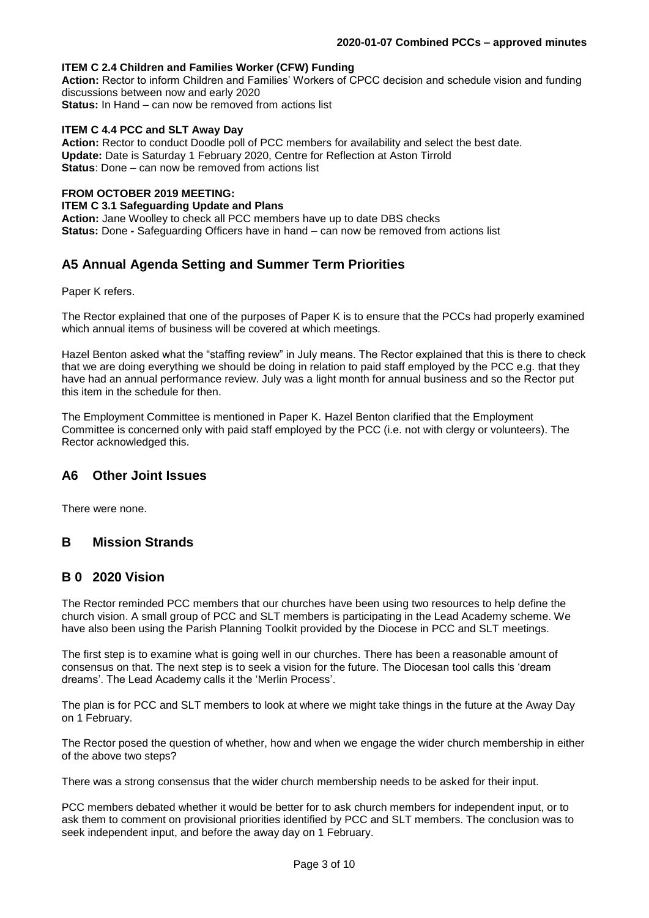**ITEM C 2.4 Children and Families Worker (CFW) Funding**
**Action:** Rector to inform Children and Families' Workers of CPCC decision and schedule vision and funding discussions between now and early 2020
**Status:** In Hand – can now be removed from actions list

**ITEM C 4.4 PCC and SLT Away Day**
**Action:** Rector to conduct Doodle poll of PCC members for availability and select the best date.
**Update:** Date is Saturday 1 February 2020, Centre for Reflection at Aston Tirrold
**Status**: Done – can now be removed from actions list

**FROM OCTOBER 2019 MEETING:**
**ITEM C 3.1 Safeguarding Update and Plans**
**Action:** Jane Woolley to check all PCC members have up to date DBS checks
**Status:** Done **-** Safeguarding Officers have in hand – can now be removed from actions list

## A5 Annual Agenda Setting and Summer Term Priorities

Paper K refers.

The Rector explained that one of the purposes of Paper K is to ensure that the PCCs had properly examined which annual items of business will be covered at which meetings.

Hazel Benton asked what the "staffing review" in July means. The Rector explained that this is there to check that we are doing everything we should be doing in relation to paid staff employed by the PCC e.g. that they have had an annual performance review. July was a light month for annual business and so the Rector put this item in the schedule for then.

The Employment Committee is mentioned in Paper K. Hazel Benton clarified that the Employment Committee is concerned only with paid staff employed by the PCC (i.e. not with clergy or volunteers). The Rector acknowledged this.

## A6 Other Joint Issues

There were none.

## B Mission Strands

## B 0 2020 Vision

The Rector reminded PCC members that our churches have been using two resources to help define the church vision. A small group of PCC and SLT members is participating in the Lead Academy scheme. We have also been using the Parish Planning Toolkit provided by the Diocese in PCC and SLT meetings.

The first step is to examine what is going well in our churches. There has been a reasonable amount of consensus on that. The next step is to seek a vision for the future. The Diocesan tool calls this 'dream dreams'. The Lead Academy calls it the 'Merlin Process'.

The plan is for PCC and SLT members to look at where we might take things in the future at the Away Day on 1 February.

The Rector posed the question of whether, how and when we engage the wider church membership in either of the above two steps?

There was a strong consensus that the wider church membership needs to be asked for their input.

PCC members debated whether it would be better for to ask church members for independent input, or to ask them to comment on provisional priorities identified by PCC and SLT members. The conclusion was to seek independent input, and before the away day on 1 February.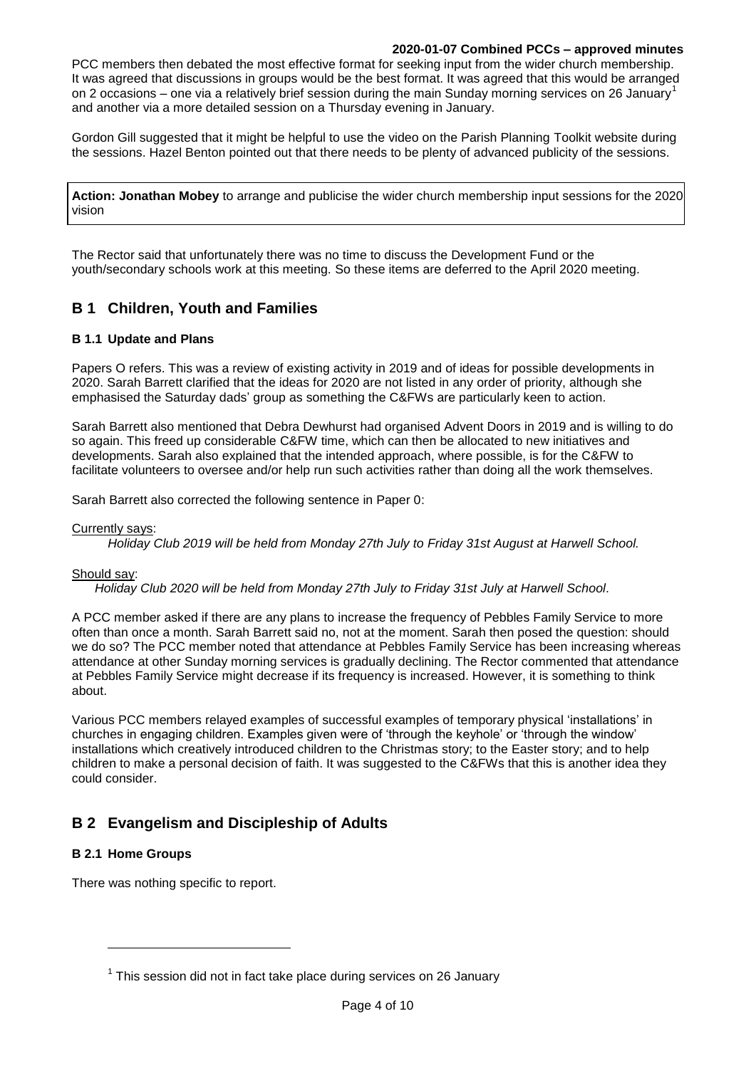PCC members then debated the most effective format for seeking input from the wider church membership. It was agreed that discussions in groups would be the best format. It was agreed that this would be arranged on 2 occasions – one via a relatively brief session during the main Sunday morning services on 26 January[1] and another via a more detailed session on a Thursday evening in January.

Gordon Gill suggested that it might be helpful to use the video on the Parish Planning Toolkit website during the sessions. Hazel Benton pointed out that there needs to be plenty of advanced publicity of the sessions.

**Action: Jonathan Mobey** to arrange and publicise the wider church membership input sessions for the 2020 vision

The Rector said that unfortunately there was no time to discuss the Development Fund or the youth/secondary schools work at this meeting. So these items are deferred to the April 2020 meeting.

## B 1 Children, Youth and Families

### B 1.1 Update and Plans

Papers O refers. This was a review of existing activity in 2019 and of ideas for possible developments in 2020. Sarah Barrett clarified that the ideas for 2020 are not listed in any order of priority, although she emphasised the Saturday dads' group as something the C&FWs are particularly keen to action.

Sarah Barrett also mentioned that Debra Dewhurst had organised Advent Doors in 2019 and is willing to do so again. This freed up considerable C&FW time, which can then be allocated to new initiatives and developments. Sarah also explained that the intended approach, where possible, is for the C&FW to facilitate volunteers to oversee and/or help run such activities rather than doing all the work themselves.

Sarah Barrett also corrected the following sentence in Paper 0:

Currently says:

*Holiday Club 2019 will be held from Monday 27th July to Friday 31st August at Harwell School.*

Should say:

*Holiday Club 2020 will be held from Monday 27th July to Friday 31st July at Harwell School*.

A PCC member asked if there are any plans to increase the frequency of Pebbles Family Service to more often than once a month. Sarah Barrett said no, not at the moment. Sarah then posed the question: should we do so? The PCC member noted that attendance at Pebbles Family Service has been increasing whereas attendance at other Sunday morning services is gradually declining. The Rector commented that attendance at Pebbles Family Service might decrease if its frequency is increased. However, it is something to think about.

Various PCC members relayed examples of successful examples of temporary physical 'installations' in churches in engaging children. Examples given were of 'through the keyhole' or 'through the window' installations which creatively introduced children to the Christmas story; to the Easter story; and to help children to make a personal decision of faith. It was suggested to the C&FWs that this is another idea they could consider.

## B 2 Evangelism and Discipleship of Adults

### B 2.1 Home Groups

There was nothing specific to report.

[1] This session did not in fact take place during services on 26 January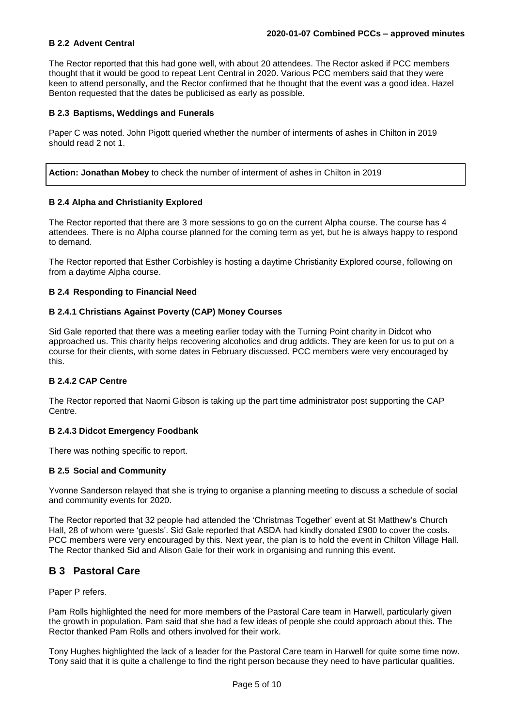### B 2.2 Advent Central

The Rector reported that this had gone well, with about 20 attendees. The Rector asked if PCC members thought that it would be good to repeat Lent Central in 2020. Various PCC members said that they were keen to attend personally, and the Rector confirmed that he thought that the event was a good idea. Hazel Benton requested that the dates be publicised as early as possible.

### B 2.3 Baptisms, Weddings and Funerals

Paper C was noted. John Pigott queried whether the number of interments of ashes in Chilton in 2019 should read 2 not 1.

**Action: Jonathan Mobey** to check the number of interment of ashes in Chilton in 2019

### B 2.4 Alpha and Christianity Explored

The Rector reported that there are 3 more sessions to go on the current Alpha course. The course has 4 attendees. There is no Alpha course planned for the coming term as yet, but he is always happy to respond to demand.

The Rector reported that Esther Corbishley is hosting a daytime Christianity Explored course, following on from a daytime Alpha course.

### B 2.4 Responding to Financial Need

#### B 2.4.1 Christians Against Poverty (CAP) Money Courses

Sid Gale reported that there was a meeting earlier today with the Turning Point charity in Didcot who approached us. This charity helps recovering alcoholics and drug addicts. They are keen for us to put on a course for their clients, with some dates in February discussed. PCC members were very encouraged by this.

#### B 2.4.2 CAP Centre

The Rector reported that Naomi Gibson is taking up the part time administrator post supporting the CAP Centre.

#### B 2.4.3 Didcot Emergency Foodbank

There was nothing specific to report.

### B 2.5 Social and Community

Yvonne Sanderson relayed that she is trying to organise a planning meeting to discuss a schedule of social and community events for 2020.

The Rector reported that 32 people had attended the 'Christmas Together' event at St Matthew's Church Hall, 28 of whom were 'guests'. Sid Gale reported that ASDA had kindly donated £900 to cover the costs. PCC members were very encouraged by this. Next year, the plan is to hold the event in Chilton Village Hall. The Rector thanked Sid and Alison Gale for their work in organising and running this event.

## B 3 Pastoral Care

Paper P refers.

Pam Rolls highlighted the need for more members of the Pastoral Care team in Harwell, particularly given the growth in population. Pam said that she had a few ideas of people she could approach about this. The Rector thanked Pam Rolls and others involved for their work.

Tony Hughes highlighted the lack of a leader for the Pastoral Care team in Harwell for quite some time now. Tony said that it is quite a challenge to find the right person because they need to have particular qualities.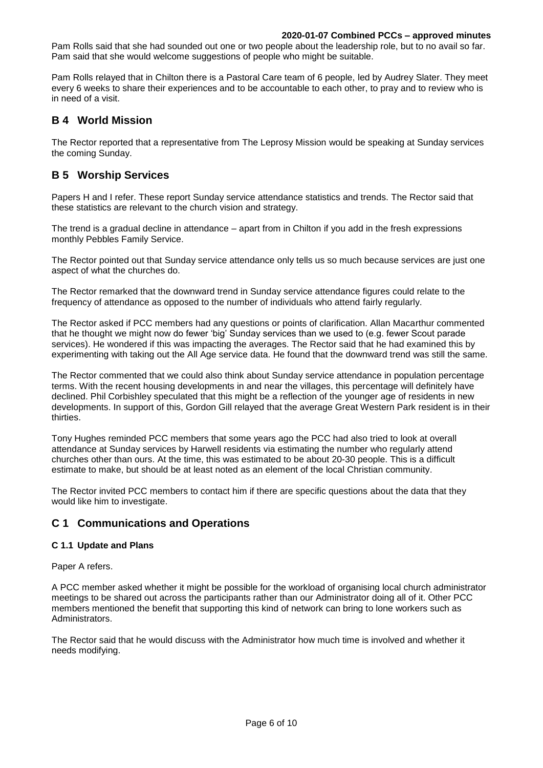Pam Rolls said that she had sounded out one or two people about the leadership role, but to no avail so far. Pam said that she would welcome suggestions of people who might be suitable.

Pam Rolls relayed that in Chilton there is a Pastoral Care team of 6 people, led by Audrey Slater. They meet every 6 weeks to share their experiences and to be accountable to each other, to pray and to review who is in need of a visit.

## B 4 World Mission

The Rector reported that a representative from The Leprosy Mission would be speaking at Sunday services the coming Sunday.

## B 5 Worship Services

Papers H and I refer. These report Sunday service attendance statistics and trends. The Rector said that these statistics are relevant to the church vision and strategy.

The trend is a gradual decline in attendance – apart from in Chilton if you add in the fresh expressions monthly Pebbles Family Service.

The Rector pointed out that Sunday service attendance only tells us so much because services are just one aspect of what the churches do.

The Rector remarked that the downward trend in Sunday service attendance figures could relate to the frequency of attendance as opposed to the number of individuals who attend fairly regularly.

The Rector asked if PCC members had any questions or points of clarification. Allan Macarthur commented that he thought we might now do fewer 'big' Sunday services than we used to (e.g. fewer Scout parade services). He wondered if this was impacting the averages. The Rector said that he had examined this by experimenting with taking out the All Age service data. He found that the downward trend was still the same.

The Rector commented that we could also think about Sunday service attendance in population percentage terms. With the recent housing developments in and near the villages, this percentage will definitely have declined. Phil Corbishley speculated that this might be a reflection of the younger age of residents in new developments. In support of this, Gordon Gill relayed that the average Great Western Park resident is in their thirties.

Tony Hughes reminded PCC members that some years ago the PCC had also tried to look at overall attendance at Sunday services by Harwell residents via estimating the number who regularly attend churches other than ours. At the time, this was estimated to be about 20-30 people. This is a difficult estimate to make, but should be at least noted as an element of the local Christian community.

The Rector invited PCC members to contact him if there are specific questions about the data that they would like him to investigate.

## C 1 Communications and Operations

### C 1.1 Update and Plans

Paper A refers.

A PCC member asked whether it might be possible for the workload of organising local church administrator meetings to be shared out across the participants rather than our Administrator doing all of it. Other PCC members mentioned the benefit that supporting this kind of network can bring to lone workers such as Administrators.

The Rector said that he would discuss with the Administrator how much time is involved and whether it needs modifying.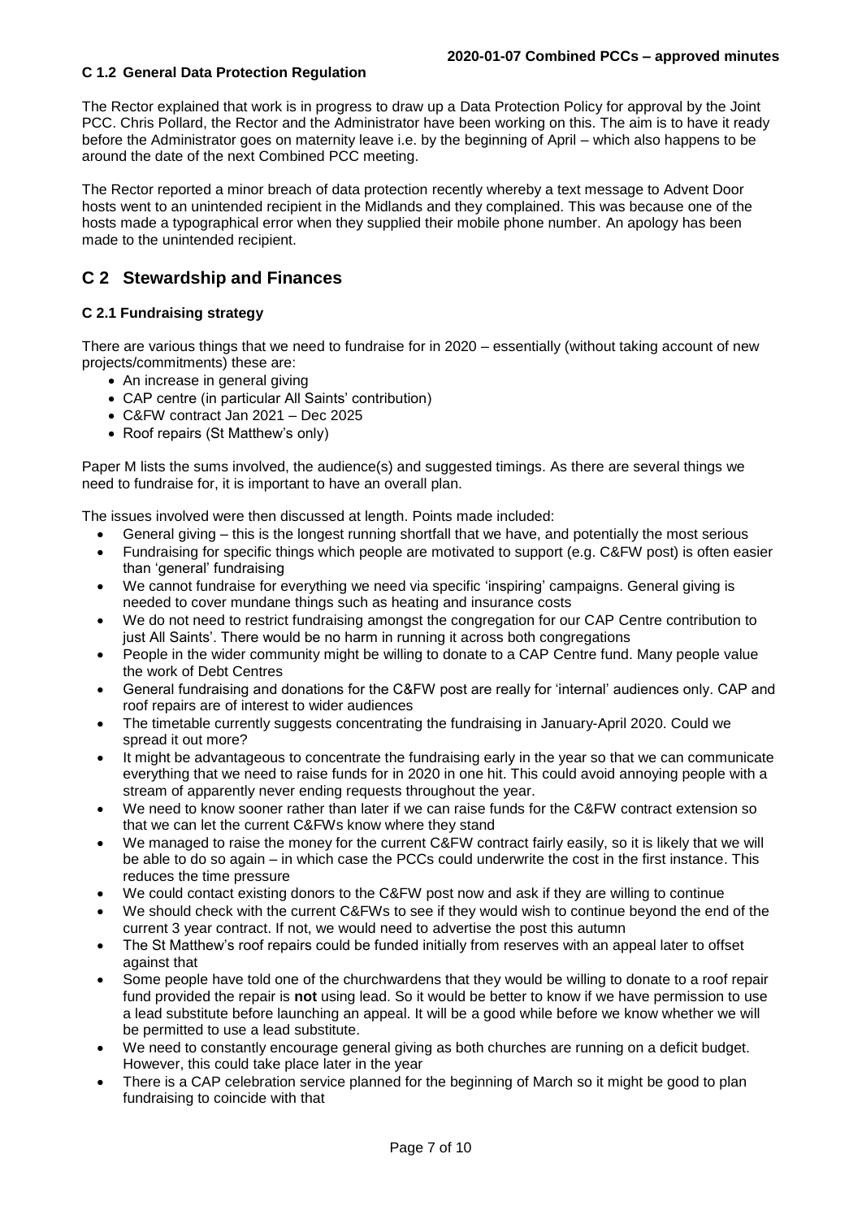### C 1.2 General Data Protection Regulation

The Rector explained that work is in progress to draw up a Data Protection Policy for approval by the Joint PCC. Chris Pollard, the Rector and the Administrator have been working on this. The aim is to have it ready before the Administrator goes on maternity leave i.e. by the beginning of April – which also happens to be around the date of the next Combined PCC meeting.

The Rector reported a minor breach of data protection recently whereby a text message to Advent Door hosts went to an unintended recipient in the Midlands and they complained. This was because one of the hosts made a typographical error when they supplied their mobile phone number. An apology has been made to the unintended recipient.

## C 2 Stewardship and Finances

### C 2.1 Fundraising strategy

There are various things that we need to fundraise for in 2020 – essentially (without taking account of new projects/commitments) these are:

- An increase in general giving
- CAP centre (in particular All Saints' contribution)
- C&FW contract Jan 2021 – Dec 2025
- Roof repairs (St Matthew's only)

Paper M lists the sums involved, the audience(s) and suggested timings. As there are several things we need to fundraise for, it is important to have an overall plan.

The issues involved were then discussed at length. Points made included:

- General giving – this is the longest running shortfall that we have, and potentially the most serious
- Fundraising for specific things which people are motivated to support (e.g. C&FW post) is often easier than 'general' fundraising
- We cannot fundraise for everything we need via specific 'inspiring' campaigns. General giving is needed to cover mundane things such as heating and insurance costs
- We do not need to restrict fundraising amongst the congregation for our CAP Centre contribution to just All Saints'. There would be no harm in running it across both congregations
- People in the wider community might be willing to donate to a CAP Centre fund. Many people value the work of Debt Centres
- General fundraising and donations for the C&FW post are really for 'internal' audiences only. CAP and roof repairs are of interest to wider audiences
- The timetable currently suggests concentrating the fundraising in January-April 2020. Could we spread it out more?
- It might be advantageous to concentrate the fundraising early in the year so that we can communicate everything that we need to raise funds for in 2020 in one hit. This could avoid annoying people with a stream of apparently never ending requests throughout the year.
- We need to know sooner rather than later if we can raise funds for the C&FW contract extension so that we can let the current C&FWs know where they stand
- We managed to raise the money for the current C&FW contract fairly easily, so it is likely that we will be able to do so again – in which case the PCCs could underwrite the cost in the first instance. This reduces the time pressure
- We could contact existing donors to the C&FW post now and ask if they are willing to continue
- We should check with the current C&FWs to see if they would wish to continue beyond the end of the current 3 year contract. If not, we would need to advertise the post this autumn
- The St Matthew's roof repairs could be funded initially from reserves with an appeal later to offset against that
- Some people have told one of the churchwardens that they would be willing to donate to a roof repair fund provided the repair is **not** using lead. So it would be better to know if we have permission to use a lead substitute before launching an appeal. It will be a good while before we know whether we will be permitted to use a lead substitute.
- We need to constantly encourage general giving as both churches are running on a deficit budget. However, this could take place later in the year
- There is a CAP celebration service planned for the beginning of March so it might be good to plan fundraising to coincide with that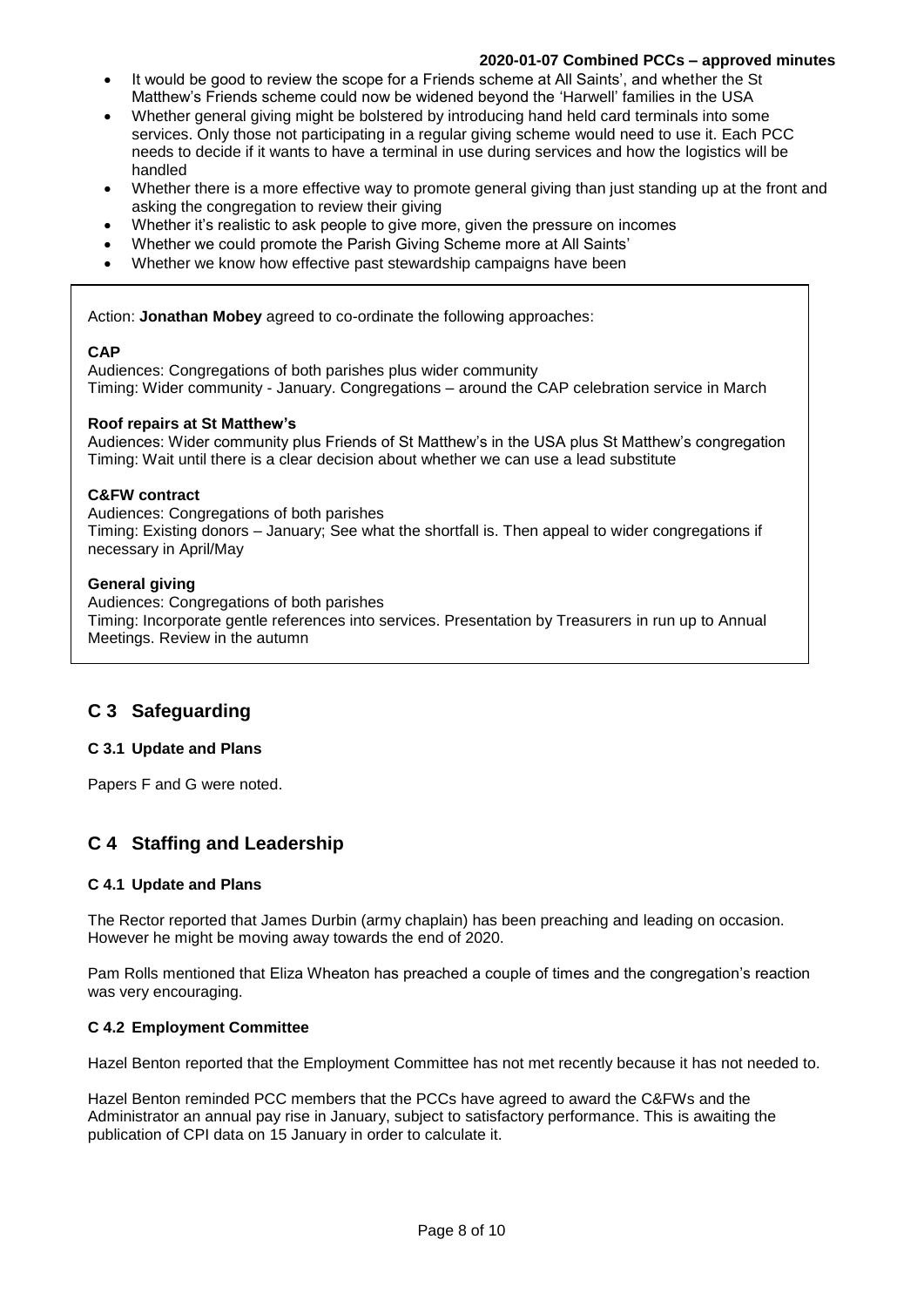- It would be good to review the scope for a Friends scheme at All Saints', and whether the St Matthew's Friends scheme could now be widened beyond the 'Harwell' families in the USA
- Whether general giving might be bolstered by introducing hand held card terminals into some services. Only those not participating in a regular giving scheme would need to use it. Each PCC needs to decide if it wants to have a terminal in use during services and how the logistics will be handled
- Whether there is a more effective way to promote general giving than just standing up at the front and asking the congregation to review their giving
- Whether it's realistic to ask people to give more, given the pressure on incomes
- Whether we could promote the Parish Giving Scheme more at All Saints'
- Whether we know how effective past stewardship campaigns have been

Action: **Jonathan Mobey** agreed to co-ordinate the following approaches:

**CAP**
Audiences: Congregations of both parishes plus wider community
Timing: Wider community - January. Congregations – around the CAP celebration service in March

**Roof repairs at St Matthew's**
Audiences: Wider community plus Friends of St Matthew's in the USA plus St Matthew's congregation
Timing: Wait until there is a clear decision about whether we can use a lead substitute

**C&FW contract**
Audiences: Congregations of both parishes
Timing: Existing donors – January; See what the shortfall is. Then appeal to wider congregations if necessary in April/May

**General giving**
Audiences: Congregations of both parishes
Timing: Incorporate gentle references into services. Presentation by Treasurers in run up to Annual Meetings. Review in the autumn

## C 3 Safeguarding

### C 3.1 Update and Plans

Papers F and G were noted.

## C 4 Staffing and Leadership

### C 4.1 Update and Plans

The Rector reported that James Durbin (army chaplain) has been preaching and leading on occasion. However he might be moving away towards the end of 2020.

Pam Rolls mentioned that Eliza Wheaton has preached a couple of times and the congregation's reaction was very encouraging.

### C 4.2 Employment Committee

Hazel Benton reported that the Employment Committee has not met recently because it has not needed to.

Hazel Benton reminded PCC members that the PCCs have agreed to award the C&FWs and the Administrator an annual pay rise in January, subject to satisfactory performance. This is awaiting the publication of CPI data on 15 January in order to calculate it.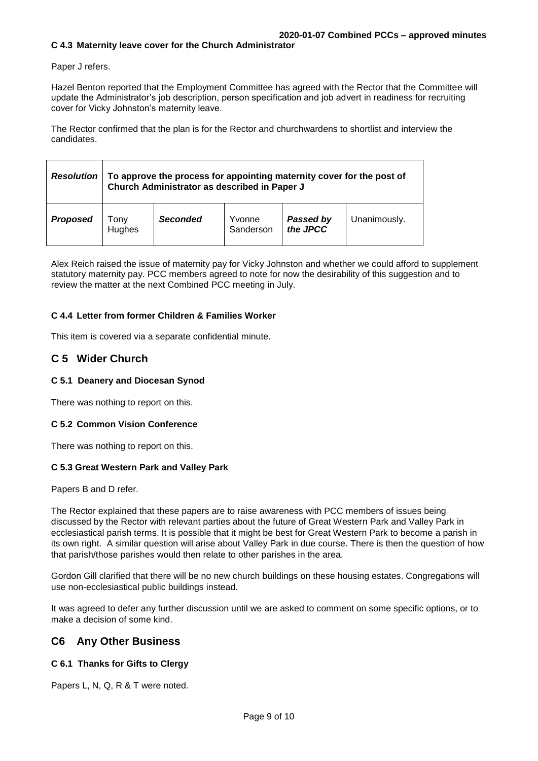#### C 4.3 Maintenance leave cover for the Church Administrator

Paper J refers.

Hazel Benton reported that the Employment Committee has agreed with the Rector that the Committee will update the Administrator's job description, person specification and job advert in readiness for recruiting cover for Vicky Johnston's maternity leave.

The Rector confirmed that the plan is for the Rector and churchwardens to shortlist and interview the candidates.

| ***Resolution*** | **To approve the process for appointing maternity cover for the post of Church Administrator as described in Paper J** | | | | |
|---|---|---|---|---|---|
| ***Proposed*** | Tony Hughes | ***Seconded*** | Yvonne Sanderson | ***Passed by the JPCC*** | Unanimously. |

Alex Reich raised the issue of maternity pay for Vicky Johnston and whether we could afford to supplement statutory maternity pay. PCC members agreed to note for now the desirability of this suggestion and to review the matter at the next Combined PCC meeting in July.

#### C 4.4 Letter from former Children & Families Worker

This item is covered via a separate confidential minute.

## C 5 Wider Church

#### C 5.1 Deanery and Diocesan Synod

There was nothing to report on this.

#### C 5.2 Common Vision Conference

There was nothing to report on this.

#### C 5.3 Great Western Park and Valley Park

Papers B and D refer.

The Rector explained that these papers are to raise awareness with PCC members of issues being discussed by the Rector with relevant parties about the future of Great Western Park and Valley Park in ecclesiastical parish terms. It is possible that it might be best for Great Western Park to become a parish in its own right. A similar question will arise about Valley Park in due course. There is then the question of how that parish/those parishes would then relate to other parishes in the area.

Gordon Gill clarified that there will be no new church buildings on these housing estates. Congregations will use non-ecclesiastical public buildings instead.

It was agreed to defer any further discussion until we are asked to comment on some specific options, or to make a decision of some kind.

## C6 Any Other Business

#### C 6.1 Thanks for Gifts to Clergy

Papers L, N, Q, R & T were noted.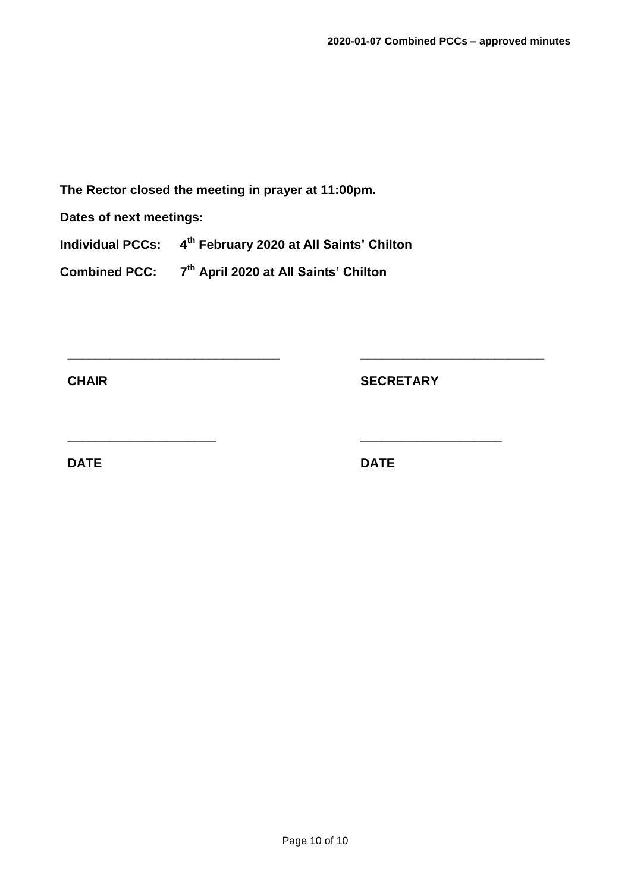**The Rector closed the meeting in prayer at 11:00pm.**

**Dates of next meetings:**

**Individual PCCs: 4th February 2020 at All Saints' Chilton**

**Combined PCC: 7th April 2020 at All Saints' Chilton**

| | |
|---|---|
| ______________________________ | ______________________________ |
| **CHAIR** | **SECRETARY** |
| ____________________ | ____________________ |
| **DATE** | **DATE** |